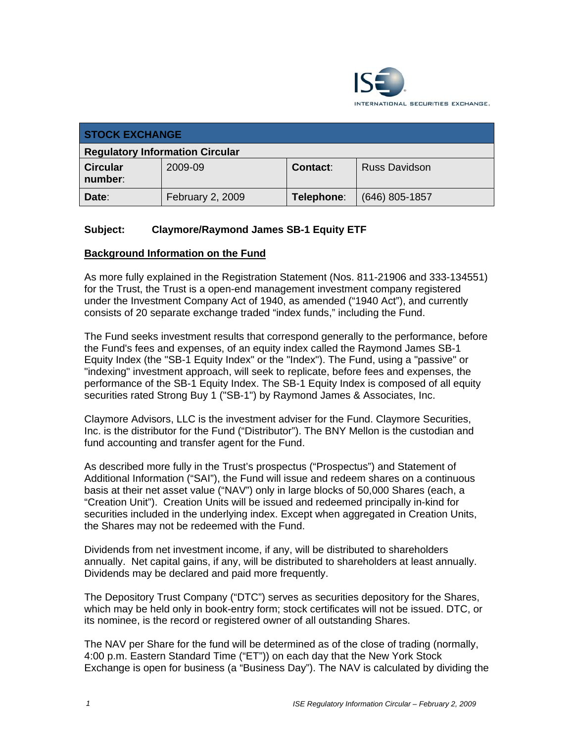ISE INTERNATIONAL SECURITIES EXCHANGE.

| STOCK EXCHANGE | | | |
|---|---|---|---|
| **Regulatory Information Circular** | | | |
| **Circular number**: | 2009-09 | **Contact**: | Russ Davidson |
| **Date**: | February 2, 2009 | **Telephone**: | (646) 805-1857 |

**Subject: Claymore/Raymond James SB-1 Equity ETF**

## Background Information on the Fund

As more fully explained in the Registration Statement (Nos. 811-21906 and 333-134551) for the Trust, the Trust is a open-end management investment company registered under the Investment Company Act of 1940, as amended ("1940 Act"), and currently consists of 20 separate exchange traded "index funds," including the Fund.

The Fund seeks investment results that correspond generally to the performance, before the Fund's fees and expenses, of an equity index called the Raymond James SB-1 Equity Index (the "SB-1 Equity Index" or the "Index"). The Fund, using a "passive" or "indexing" investment approach, will seek to replicate, before fees and expenses, the performance of the SB-1 Equity Index. The SB-1 Equity Index is composed of all equity securities rated Strong Buy 1 ("SB-1") by Raymond James & Associates, Inc.

Claymore Advisors, LLC is the investment adviser for the Fund. Claymore Securities, Inc. is the distributor for the Fund ("Distributor"). The BNY Mellon is the custodian and fund accounting and transfer agent for the Fund.

As described more fully in the Trust's prospectus ("Prospectus") and Statement of Additional Information ("SAI"), the Fund will issue and redeem shares on a continuous basis at their net asset value ("NAV") only in large blocks of 50,000 Shares (each, a "Creation Unit"). Creation Units will be issued and redeemed principally in-kind for securities included in the underlying index. Except when aggregated in Creation Units, the Shares may not be redeemed with the Fund.

Dividends from net investment income, if any, will be distributed to shareholders annually. Net capital gains, if any, will be distributed to shareholders at least annually. Dividends may be declared and paid more frequently.

The Depository Trust Company ("DTC") serves as securities depository for the Shares, which may be held only in book-entry form; stock certificates will not be issued. DTC, or its nominee, is the record or registered owner of all outstanding Shares.

The NAV per Share for the fund will be determined as of the close of trading (normally, 4:00 p.m. Eastern Standard Time ("ET")) on each day that the New York Stock Exchange is open for business (a "Business Day"). The NAV is calculated by dividing the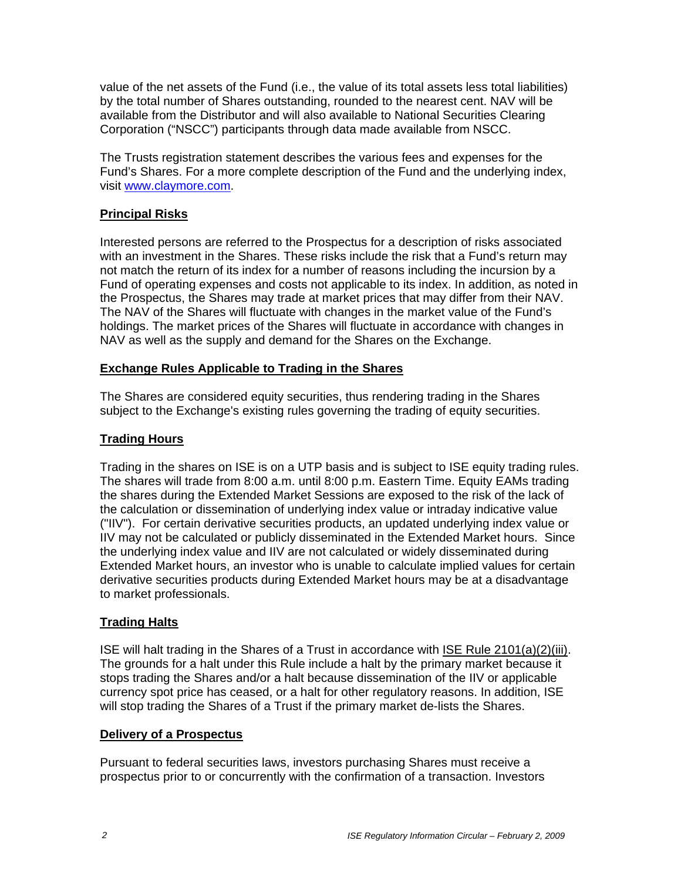value of the net assets of the Fund (i.e., the value of its total assets less total liabilities) by the total number of Shares outstanding, rounded to the nearest cent. NAV will be available from the Distributor and will also available to National Securities Clearing Corporation ("NSCC") participants through data made available from NSCC.

The Trusts registration statement describes the various fees and expenses for the Fund's Shares. For a more complete description of the Fund and the underlying index, visit www.claymore.com.

## Principal Risks

Interested persons are referred to the Prospectus for a description of risks associated with an investment in the Shares. These risks include the risk that a Fund's return may not match the return of its index for a number of reasons including the incursion by a Fund of operating expenses and costs not applicable to its index. In addition, as noted in the Prospectus, the Shares may trade at market prices that may differ from their NAV. The NAV of the Shares will fluctuate with changes in the market value of the Fund's holdings. The market prices of the Shares will fluctuate in accordance with changes in NAV as well as the supply and demand for the Shares on the Exchange.

## Exchange Rules Applicable to Trading in the Shares

The Shares are considered equity securities, thus rendering trading in the Shares subject to the Exchange's existing rules governing the trading of equity securities.

## Trading Hours

Trading in the shares on ISE is on a UTP basis and is subject to ISE equity trading rules. The shares will trade from 8:00 a.m. until 8:00 p.m. Eastern Time. Equity EAMs trading the shares during the Extended Market Sessions are exposed to the risk of the lack of the calculation or dissemination of underlying index value or intraday indicative value ("IIV"). For certain derivative securities products, an updated underlying index value or IIV may not be calculated or publicly disseminated in the Extended Market hours. Since the underlying index value and IIV are not calculated or widely disseminated during Extended Market hours, an investor who is unable to calculate implied values for certain derivative securities products during Extended Market hours may be at a disadvantage to market professionals.

## Trading Halts

ISE will halt trading in the Shares of a Trust in accordance with ISE Rule 2101(a)(2)(iii). The grounds for a halt under this Rule include a halt by the primary market because it stops trading the Shares and/or a halt because dissemination of the IIV or applicable currency spot price has ceased, or a halt for other regulatory reasons. In addition, ISE will stop trading the Shares of a Trust if the primary market de-lists the Shares.

## Delivery of a Prospectus

Pursuant to federal securities laws, investors purchasing Shares must receive a prospectus prior to or concurrently with the confirmation of a transaction. Investors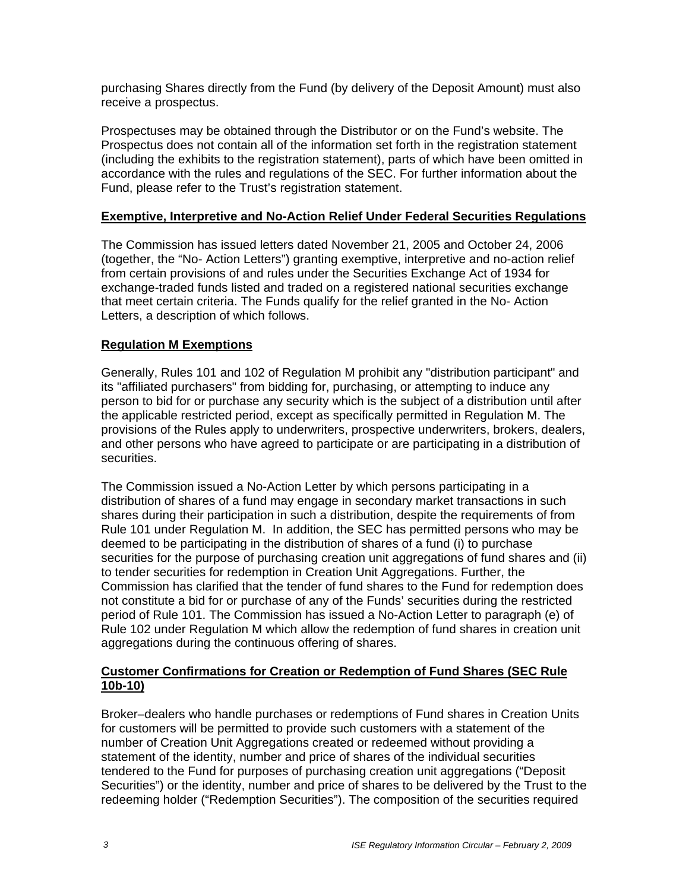purchasing Shares directly from the Fund (by delivery of the Deposit Amount) must also receive a prospectus.

Prospectuses may be obtained through the Distributor or on the Fund's website. The Prospectus does not contain all of the information set forth in the registration statement (including the exhibits to the registration statement), parts of which have been omitted in accordance with the rules and regulations of the SEC. For further information about the Fund, please refer to the Trust's registration statement.

**Exemptive, Interpretive and No-Action Relief Under Federal Securities Regulations**

The Commission has issued letters dated November 21, 2005 and October 24, 2006 (together, the "No- Action Letters") granting exemptive, interpretive and no-action relief from certain provisions of and rules under the Securities Exchange Act of 1934 for exchange-traded funds listed and traded on a registered national securities exchange that meet certain criteria. The Funds qualify for the relief granted in the No- Action Letters, a description of which follows.

**Regulation M Exemptions**

Generally, Rules 101 and 102 of Regulation M prohibit any "distribution participant" and its "affiliated purchasers" from bidding for, purchasing, or attempting to induce any person to bid for or purchase any security which is the subject of a distribution until after the applicable restricted period, except as specifically permitted in Regulation M. The provisions of the Rules apply to underwriters, prospective underwriters, brokers, dealers, and other persons who have agreed to participate or are participating in a distribution of securities.

The Commission issued a No-Action Letter by which persons participating in a distribution of shares of a fund may engage in secondary market transactions in such shares during their participation in such a distribution, despite the requirements of from Rule 101 under Regulation M. In addition, the SEC has permitted persons who may be deemed to be participating in the distribution of shares of a fund (i) to purchase securities for the purpose of purchasing creation unit aggregations of fund shares and (ii) to tender securities for redemption in Creation Unit Aggregations. Further, the Commission has clarified that the tender of fund shares to the Fund for redemption does not constitute a bid for or purchase of any of the Funds' securities during the restricted period of Rule 101. The Commission has issued a No-Action Letter to paragraph (e) of Rule 102 under Regulation M which allow the redemption of fund shares in creation unit aggregations during the continuous offering of shares.

**Customer Confirmations for Creation or Redemption of Fund Shares (SEC Rule 10b-10)**

Broker–dealers who handle purchases or redemptions of Fund shares in Creation Units for customers will be permitted to provide such customers with a statement of the number of Creation Unit Aggregations created or redeemed without providing a statement of the identity, number and price of shares of the individual securities tendered to the Fund for purposes of purchasing creation unit aggregations ("Deposit Securities") or the identity, number and price of shares to be delivered by the Trust to the redeeming holder ("Redemption Securities"). The composition of the securities required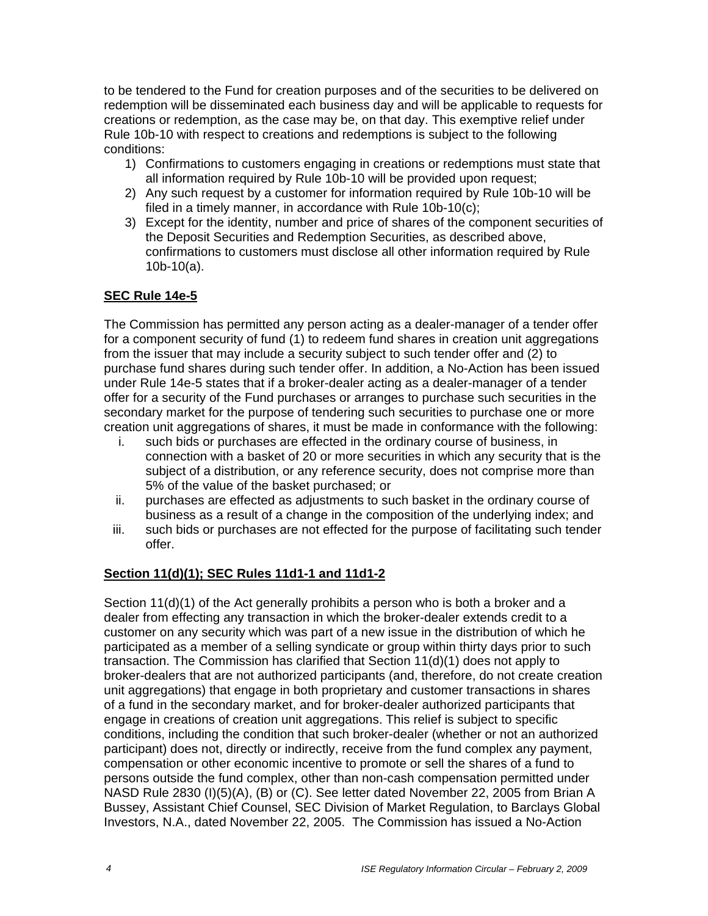to be tendered to the Fund for creation purposes and of the securities to be delivered on redemption will be disseminated each business day and will be applicable to requests for creations or redemption, as the case may be, on that day. This exemptive relief under Rule 10b-10 with respect to creations and redemptions is subject to the following conditions:

1) Confirmations to customers engaging in creations or redemptions must state that all information required by Rule 10b-10 will be provided upon request;
2) Any such request by a customer for information required by Rule 10b-10 will be filed in a timely manner, in accordance with Rule 10b-10(c);
3) Except for the identity, number and price of shares of the component securities of the Deposit Securities and Redemption Securities, as described above, confirmations to customers must disclose all other information required by Rule 10b-10(a).

**SEC Rule 14e-5**

The Commission has permitted any person acting as a dealer-manager of a tender offer for a component security of fund (1) to redeem fund shares in creation unit aggregations from the issuer that may include a security subject to such tender offer and (2) to purchase fund shares during such tender offer. In addition, a No-Action has been issued under Rule 14e-5 states that if a broker-dealer acting as a dealer-manager of a tender offer for a security of the Fund purchases or arranges to purchase such securities in the secondary market for the purpose of tendering such securities to purchase one or more creation unit aggregations of shares, it must be made in conformance with the following:

i. such bids or purchases are effected in the ordinary course of business, in connection with a basket of 20 or more securities in which any security that is the subject of a distribution, or any reference security, does not comprise more than 5% of the value of the basket purchased; or
ii. purchases are effected as adjustments to such basket in the ordinary course of business as a result of a change in the composition of the underlying index; and
iii. such bids or purchases are not effected for the purpose of facilitating such tender offer.

**Section 11(d)(1); SEC Rules 11d1-1 and 11d1-2**

Section 11(d)(1) of the Act generally prohibits a person who is both a broker and a dealer from effecting any transaction in which the broker-dealer extends credit to a customer on any security which was part of a new issue in the distribution of which he participated as a member of a selling syndicate or group within thirty days prior to such transaction. The Commission has clarified that Section 11(d)(1) does not apply to broker-dealers that are not authorized participants (and, therefore, do not create creation unit aggregations) that engage in both proprietary and customer transactions in shares of a fund in the secondary market, and for broker-dealer authorized participants that engage in creations of creation unit aggregations. This relief is subject to specific conditions, including the condition that such broker-dealer (whether or not an authorized participant) does not, directly or indirectly, receive from the fund complex any payment, compensation or other economic incentive to promote or sell the shares of a fund to persons outside the fund complex, other than non-cash compensation permitted under NASD Rule 2830 (I)(5)(A), (B) or (C). See letter dated November 22, 2005 from Brian A Bussey, Assistant Chief Counsel, SEC Division of Market Regulation, to Barclays Global Investors, N.A., dated November 22, 2005. The Commission has issued a No-Action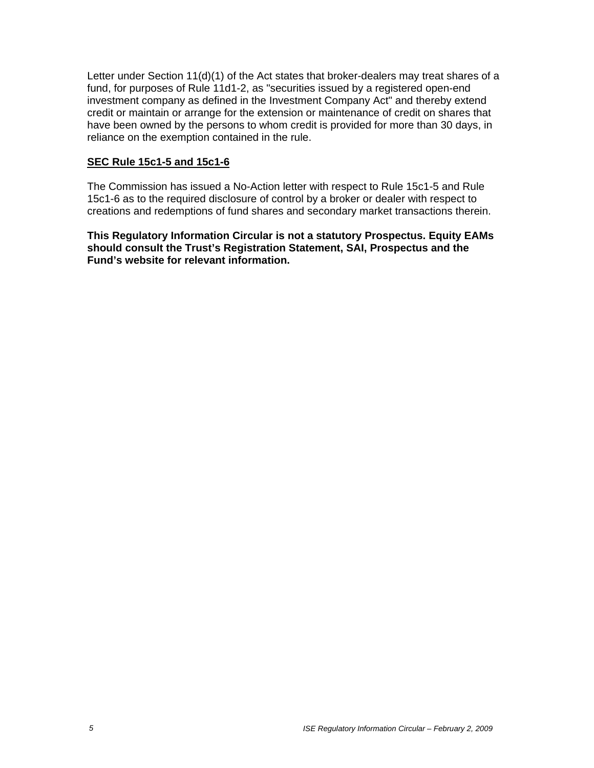Letter under Section 11(d)(1) of the Act states that broker-dealers may treat shares of a fund, for purposes of Rule 11d1-2, as "securities issued by a registered open-end investment company as defined in the Investment Company Act" and thereby extend credit or maintain or arrange for the extension or maintenance of credit on shares that have been owned by the persons to whom credit is provided for more than 30 days, in reliance on the exemption contained in the rule.

## SEC Rule 15c1-5 and 15c1-6

The Commission has issued a No-Action letter with respect to Rule 15c1-5 and Rule 15c1-6 as to the required disclosure of control by a broker or dealer with respect to creations and redemptions of fund shares and secondary market transactions therein.

**This Regulatory Information Circular is not a statutory Prospectus. Equity EAMs should consult the Trust's Registration Statement, SAI, Prospectus and the Fund's website for relevant information.**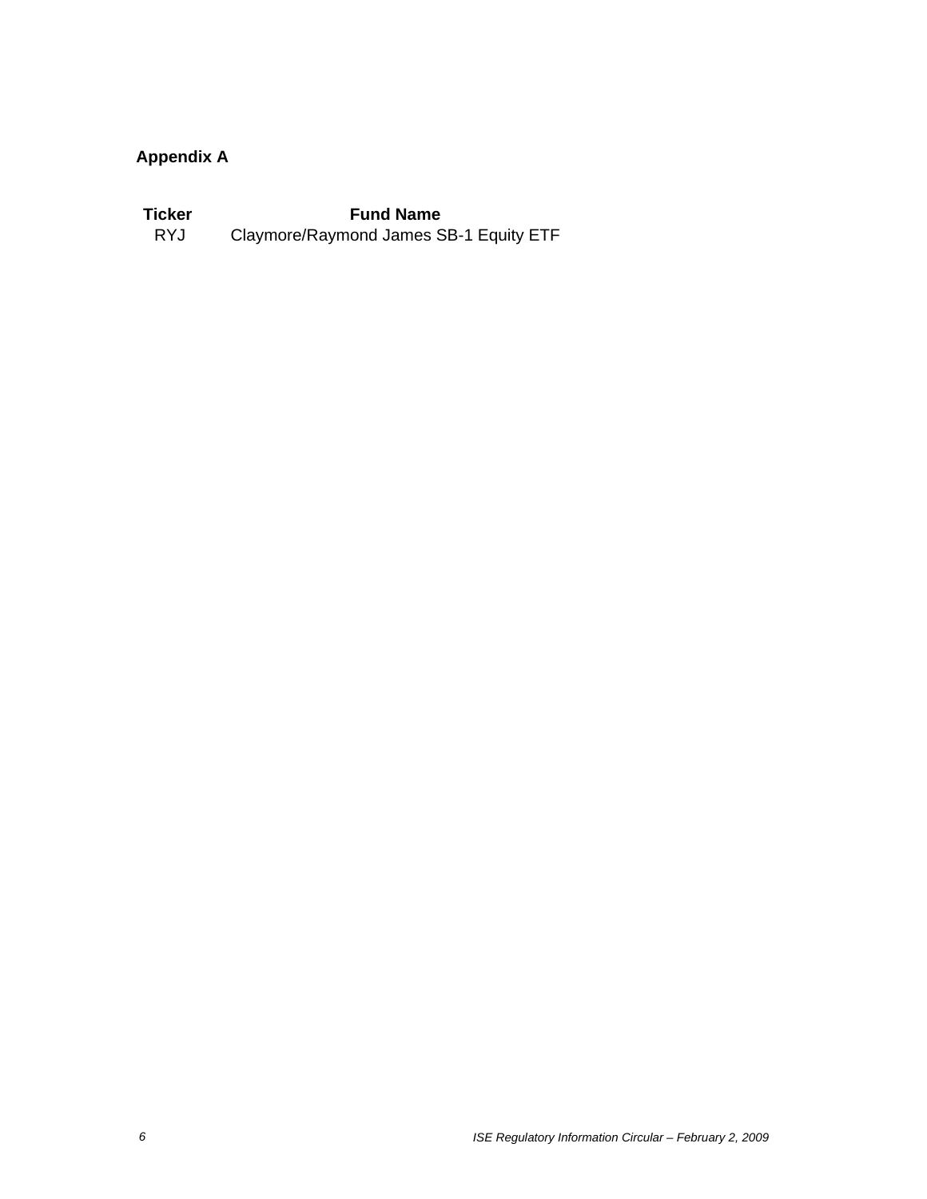**Appendix A**

| Ticker | Fund Name |
|---|---|
| RYJ | Claymore/Raymond James SB-1 Equity ETF |